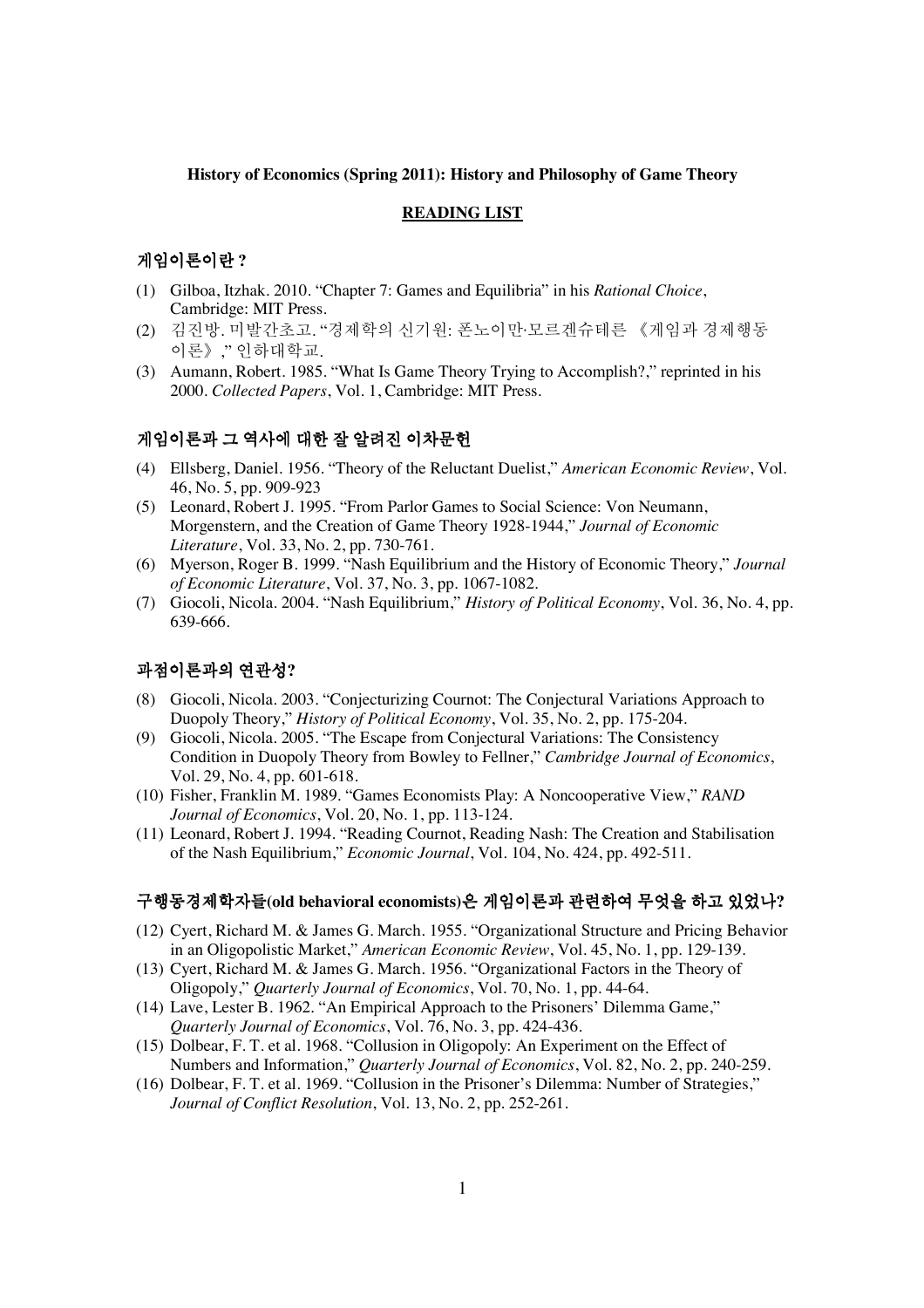**History of Economics (Spring 2011): History and Philosophy of Game Theory**

**READING LIST**

## 게임이론이란?

(1) Gilboa, Itzhak. 2010. "Chapter 7: Games and Equilibria" in his *Rational Choice*, Cambridge: MIT Press.

(2) 김진방. 미발간초고. "경제학의 신기원: 폰노이만·모르겐슈테른 《게임과 경제행동 이론》," 인하대학교.

(3) Aumann, Robert. 1985. "What Is Game Theory Trying to Accomplish?," reprinted in his 2000. *Collected Papers*, Vol. 1, Cambridge: MIT Press.

## 게임이론과 그 역사에 대한 잘 알려진 이차문헌

(4) Ellsberg, Daniel. 1956. "Theory of the Reluctant Duelist," *American Economic Review*, Vol. 46, No. 5, pp. 909-923

(5) Leonard, Robert J. 1995. "From Parlor Games to Social Science: Von Neumann, Morgenstern, and the Creation of Game Theory 1928-1944," *Journal of Economic Literature*, Vol. 33, No. 2, pp. 730-761.

(6) Myerson, Roger B. 1999. "Nash Equilibrium and the History of Economic Theory," *Journal of Economic Literature*, Vol. 37, No. 3, pp. 1067-1082.

(7) Giocoli, Nicola. 2004. "Nash Equilibrium," *History of Political Economy*, Vol. 36, No. 4, pp. 639-666.

## 과점이론과의 연관성?

(8) Giocoli, Nicola. 2003. "Conjecturizing Cournot: The Conjectural Variations Approach to Duopoly Theory," *History of Political Economy*, Vol. 35, No. 2, pp. 175-204.

(9) Giocoli, Nicola. 2005. "The Escape from Conjectural Variations: The Consistency Condition in Duopoly Theory from Bowley to Fellner," *Cambridge Journal of Economics*, Vol. 29, No. 4, pp. 601-618.

(10) Fisher, Franklin M. 1989. "Games Economists Play: A Noncooperative View," *RAND Journal of Economics*, Vol. 20, No. 1, pp. 113-124.

(11) Leonard, Robert J. 1994. "Reading Cournot, Reading Nash: The Creation and Stabilisation of the Nash Equilibrium," *Economic Journal*, Vol. 104, No. 424, pp. 492-511.

## 구행동경제학자들(old behavioral economists)은 게임이론과 관련하여 무엇을 하고 있었나?

(12) Cyert, Richard M. & James G. March. 1955. "Organizational Structure and Pricing Behavior in an Oligopolistic Market," *American Economic Review*, Vol. 45, No. 1, pp. 129-139.

(13) Cyert, Richard M. & James G. March. 1956. "Organizational Factors in the Theory of Oligopoly," *Quarterly Journal of Economics*, Vol. 70, No. 1, pp. 44-64.

(14) Lave, Lester B. 1962. "An Empirical Approach to the Prisoners' Dilemma Game," *Quarterly Journal of Economics*, Vol. 76, No. 3, pp. 424-436.

(15) Dolbear, F. T. et al. 1968. "Collusion in Oligopoly: An Experiment on the Effect of Numbers and Information," *Quarterly Journal of Economics*, Vol. 82, No. 2, pp. 240-259.

(16) Dolbear, F. T. et al. 1969. "Collusion in the Prisoner's Dilemma: Number of Strategies," *Journal of Conflict Resolution*, Vol. 13, No. 2, pp. 252-261.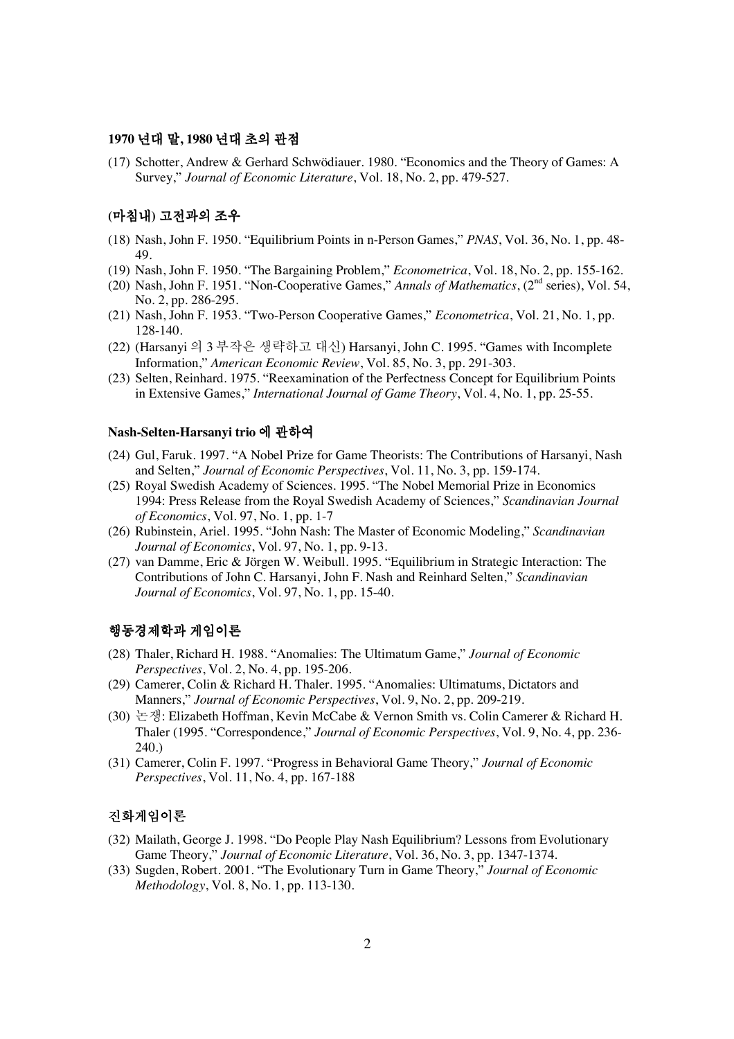### 1970 년대 말, 1980 년대 초의 관점

(17) Schotter, Andrew & Gerhard Schwödiauer. 1980. "Economics and the Theory of Games: A Survey," *Journal of Economic Literature*, Vol. 18, No. 2, pp. 479-527.

### (마침내) 고전과의 조우

(18) Nash, John F. 1950. "Equilibrium Points in n-Person Games," *PNAS*, Vol. 36, No. 1, pp. 48-49.
(19) Nash, John F. 1950. "The Bargaining Problem," *Econometrica*, Vol. 18, No. 2, pp. 155-162.
(20) Nash, John F. 1951. "Non-Cooperative Games," *Annals of Mathematics*, (2nd series), Vol. 54, No. 2, pp. 286-295.
(21) Nash, John F. 1953. "Two-Person Cooperative Games," *Econometrica*, Vol. 21, No. 1, pp. 128-140.
(22) (Harsanyi 의 3 부작은 생략하고 대신) Harsanyi, John C. 1995. "Games with Incomplete Information," *American Economic Review*, Vol. 85, No. 3, pp. 291-303.
(23) Selten, Reinhard. 1975. "Reexamination of the Perfectness Concept for Equilibrium Points in Extensive Games," *International Journal of Game Theory*, Vol. 4, No. 1, pp. 25-55.

### Nash-Selten-Harsanyi trio 에 관하여

(24) Gul, Faruk. 1997. "A Nobel Prize for Game Theorists: The Contributions of Harsanyi, Nash and Selten," *Journal of Economic Perspectives*, Vol. 11, No. 3, pp. 159-174.
(25) Royal Swedish Academy of Sciences. 1995. "The Nobel Memorial Prize in Economics 1994: Press Release from the Royal Swedish Academy of Sciences," *Scandinavian Journal of Economics*, Vol. 97, No. 1, pp. 1-7
(26) Rubinstein, Ariel. 1995. "John Nash: The Master of Economic Modeling," *Scandinavian Journal of Economics*, Vol. 97, No. 1, pp. 9-13.
(27) van Damme, Eric & Jörgen W. Weibull. 1995. "Equilibrium in Strategic Interaction: The Contributions of John C. Harsanyi, John F. Nash and Reinhard Selten," *Scandinavian Journal of Economics*, Vol. 97, No. 1, pp. 15-40.

### 행동경제학과 게임이론

(28) Thaler, Richard H. 1988. "Anomalies: The Ultimatum Game," *Journal of Economic Perspectives*, Vol. 2, No. 4, pp. 195-206.
(29) Camerer, Colin & Richard H. Thaler. 1995. "Anomalies: Ultimatums, Dictators and Manners," *Journal of Economic Perspectives*, Vol. 9, No. 2, pp. 209-219.
(30) 논쟁: Elizabeth Hoffman, Kevin McCabe & Vernon Smith vs. Colin Camerer & Richard H. Thaler (1995. "Correspondence," *Journal of Economic Perspectives*, Vol. 9, No. 4, pp. 236-240.)
(31) Camerer, Colin F. 1997. "Progress in Behavioral Game Theory," *Journal of Economic Perspectives*, Vol. 11, No. 4, pp. 167-188

### 진화게임이론

(32) Mailath, George J. 1998. "Do People Play Nash Equilibrium? Lessons from Evolutionary Game Theory," *Journal of Economic Literature*, Vol. 36, No. 3, pp. 1347-1374.
(33) Sugden, Robert. 2001. "The Evolutionary Turn in Game Theory," *Journal of Economic Methodology*, Vol. 8, No. 1, pp. 113-130.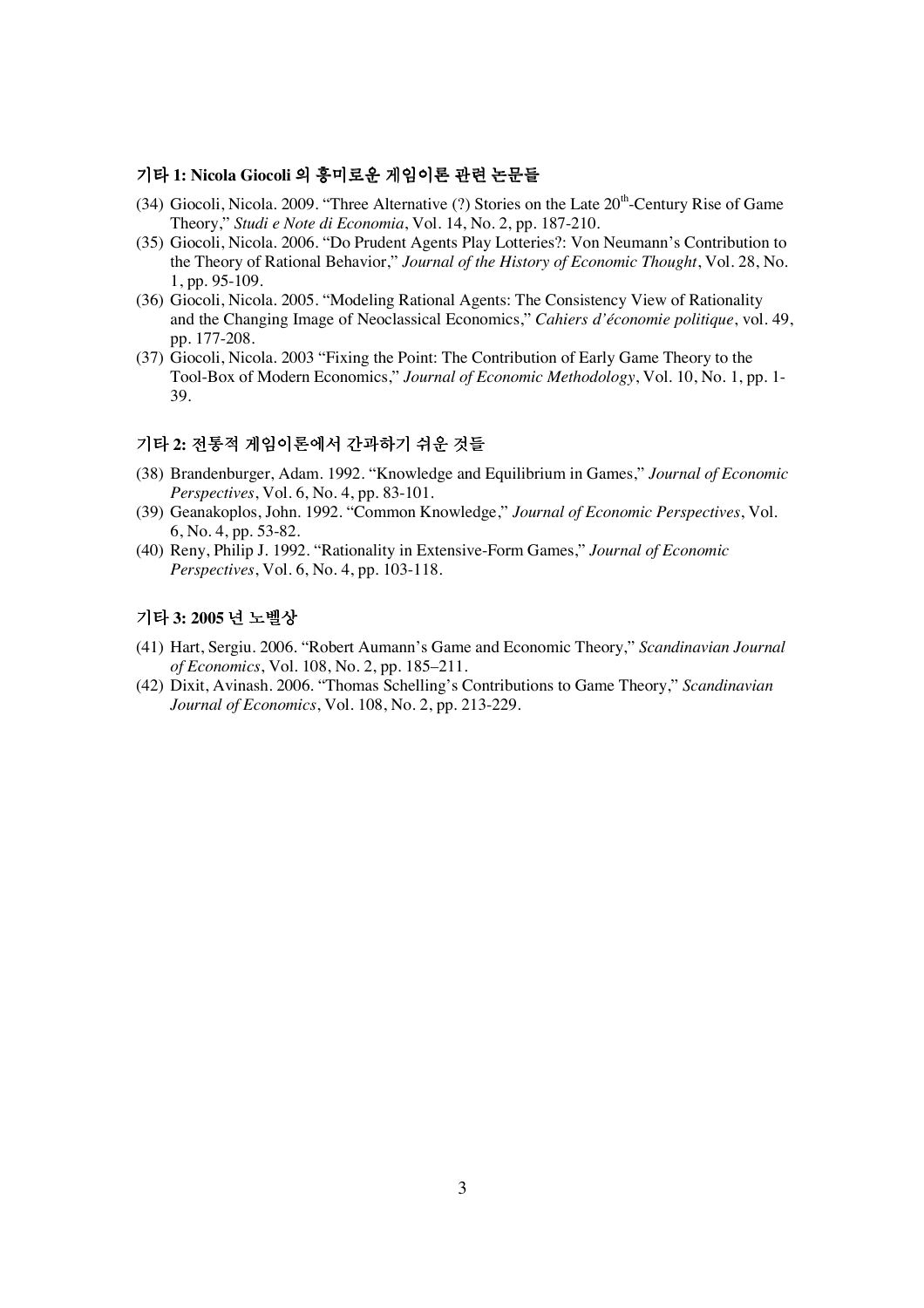### 기타 1: Nicola Giocoli 의 흥미로운 게임이론 관련 논문들

(34) Giocoli, Nicola. 2009. "Three Alternative (?) Stories on the Late 20$^{th}$-Century Rise of Game Theory," *Studi e Note di Economia*, Vol. 14, No. 2, pp. 187-210.

(35) Giocoli, Nicola. 2006. "Do Prudent Agents Play Lotteries?: Von Neumann's Contribution to the Theory of Rational Behavior," *Journal of the History of Economic Thought*, Vol. 28, No. 1, pp. 95-109.

(36) Giocoli, Nicola. 2005. "Modeling Rational Agents: The Consistency View of Rationality and the Changing Image of Neoclassical Economics," *Cahiers d'économie politique*, vol. 49, pp. 177-208.

(37) Giocoli, Nicola. 2003 "Fixing the Point: The Contribution of Early Game Theory to the Tool-Box of Modern Economics," *Journal of Economic Methodology*, Vol. 10, No. 1, pp. 1-39.

### 기타 2: 전통적 게임이론에서 간과하기 쉬운 것들

(38) Brandenburger, Adam. 1992. "Knowledge and Equilibrium in Games," *Journal of Economic Perspectives*, Vol. 6, No. 4, pp. 83-101.

(39) Geanakoplos, John. 1992. "Common Knowledge," *Journal of Economic Perspectives*, Vol. 6, No. 4, pp. 53-82.

(40) Reny, Philip J. 1992. "Rationality in Extensive-Form Games," *Journal of Economic Perspectives*, Vol. 6, No. 4, pp. 103-118.

### 기타 3: 2005 년 노벨상

(41) Hart, Sergiu. 2006. "Robert Aumann's Game and Economic Theory," *Scandinavian Journal of Economics*, Vol. 108, No. 2, pp. 185–211.

(42) Dixit, Avinash. 2006. "Thomas Schelling's Contributions to Game Theory," *Scandinavian Journal of Economics*, Vol. 108, No. 2, pp. 213-229.